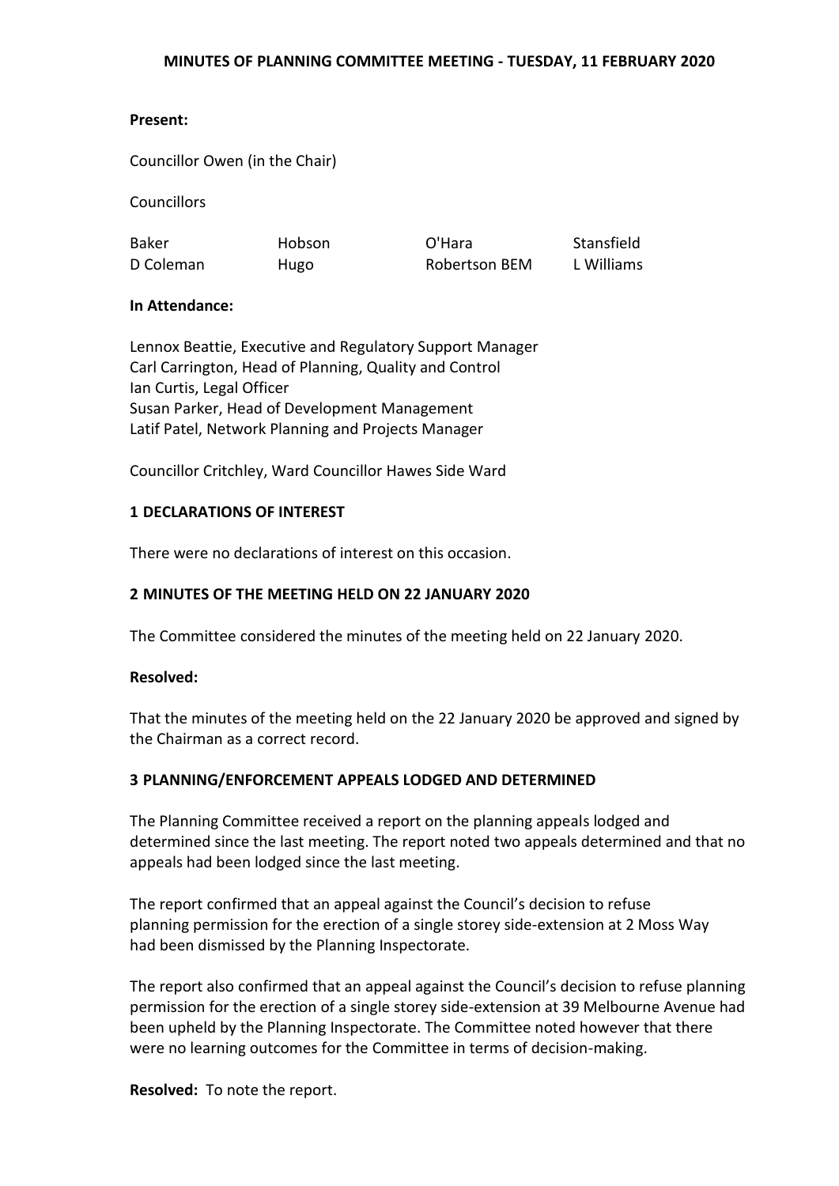# MINUTES OF PLANNING COMMITTEE MEETING - TUESDAY, 11 FEBRUARY 2020

**Present:**

Councillor Owen (in the Chair)

Councillors

| | | | |
|---|---|---|---|
| Baker | Hobson | O'Hara | Stansfield |
| D Coleman | Hugo | Robertson BEM | L Williams |

**In Attendance:**

Lennox Beattie, Executive and Regulatory Support Manager
Carl Carrington, Head of Planning, Quality and Control
Ian Curtis, Legal Officer
Susan Parker, Head of Development Management
Latif Patel, Network Planning and Projects Manager

Councillor Critchley, Ward Councillor Hawes Side Ward

## 1 DECLARATIONS OF INTEREST

There were no declarations of interest on this occasion.

## 2 MINUTES OF THE MEETING HELD ON 22 JANUARY 2020

The Committee considered the minutes of the meeting held on 22 January 2020.

**Resolved:**

That the minutes of the meeting held on the 22 January 2020 be approved and signed by the Chairman as a correct record.

## 3 PLANNING/ENFORCEMENT APPEALS LODGED AND DETERMINED

The Planning Committee received a report on the planning appeals lodged and determined since the last meeting. The report noted two appeals determined and that no appeals had been lodged since the last meeting.

The report confirmed that an appeal against the Council's decision to refuse planning permission for the erection of a single storey side-extension at 2 Moss Way had been dismissed by the Planning Inspectorate.

The report also confirmed that an appeal against the Council's decision to refuse planning permission for the erection of a single storey side-extension at 39 Melbourne Avenue had been upheld by the Planning Inspectorate. The Committee noted however that there were no learning outcomes for the Committee in terms of decision-making.

**Resolved:** To note the report.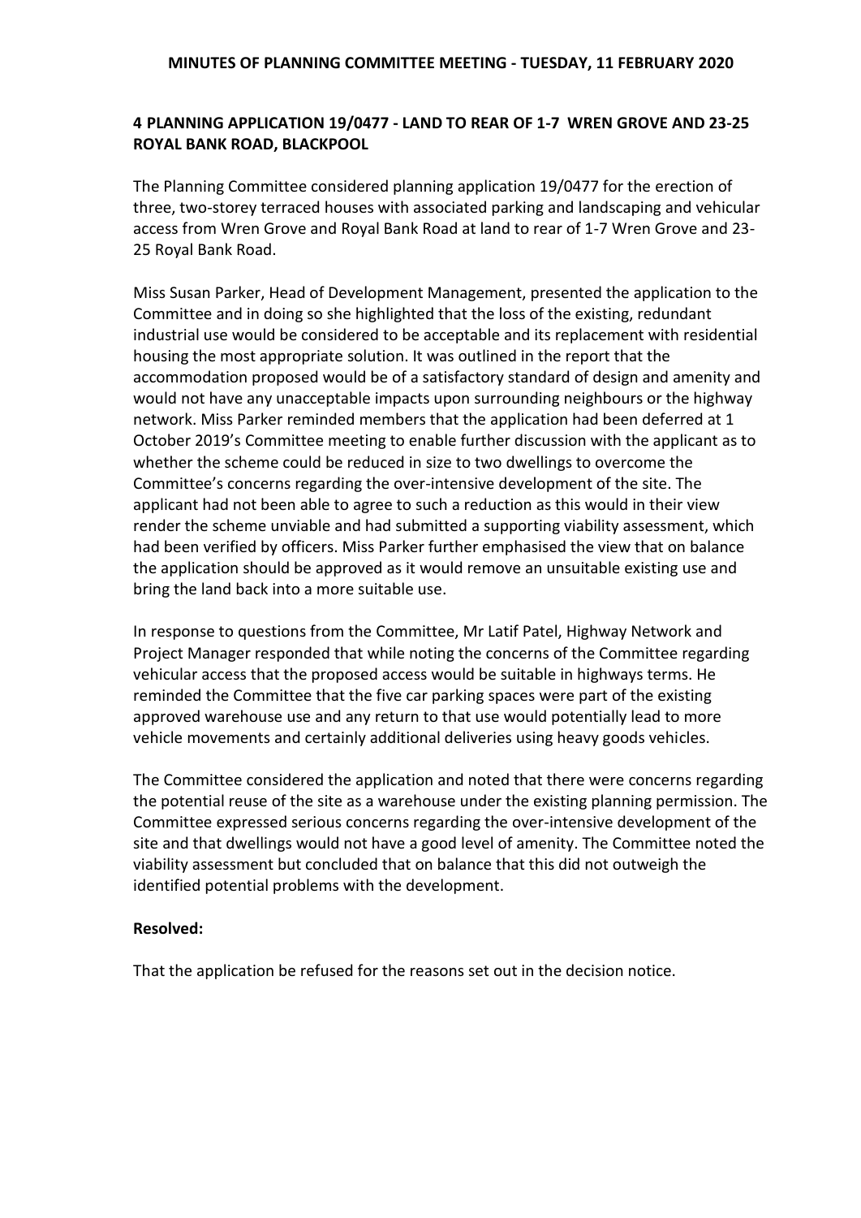## 4 PLANNING APPLICATION 19/0477 - LAND TO REAR OF 1-7 WREN GROVE AND 23-25 ROYAL BANK ROAD, BLACKPOOL

The Planning Committee considered planning application 19/0477 for the erection of three, two-storey terraced houses with associated parking and landscaping and vehicular access from Wren Grove and Royal Bank Road at land to rear of 1-7 Wren Grove and 23-25 Royal Bank Road.

Miss Susan Parker, Head of Development Management, presented the application to the Committee and in doing so she highlighted that the loss of the existing, redundant industrial use would be considered to be acceptable and its replacement with residential housing the most appropriate solution. It was outlined in the report that the accommodation proposed would be of a satisfactory standard of design and amenity and would not have any unacceptable impacts upon surrounding neighbours or the highway network. Miss Parker reminded members that the application had been deferred at 1 October 2019's Committee meeting to enable further discussion with the applicant as to whether the scheme could be reduced in size to two dwellings to overcome the Committee's concerns regarding the over-intensive development of the site. The applicant had not been able to agree to such a reduction as this would in their view render the scheme unviable and had submitted a supporting viability assessment, which had been verified by officers. Miss Parker further emphasised the view that on balance the application should be approved as it would remove an unsuitable existing use and bring the land back into a more suitable use.

In response to questions from the Committee, Mr Latif Patel, Highway Network and Project Manager responded that while noting the concerns of the Committee regarding vehicular access that the proposed access would be suitable in highways terms. He reminded the Committee that the five car parking spaces were part of the existing approved warehouse use and any return to that use would potentially lead to more vehicle movements and certainly additional deliveries using heavy goods vehicles.

The Committee considered the application and noted that there were concerns regarding the potential reuse of the site as a warehouse under the existing planning permission. The Committee expressed serious concerns regarding the over-intensive development of the site and that dwellings would not have a good level of amenity. The Committee noted the viability assessment but concluded that on balance that this did not outweigh the identified potential problems with the development.

**Resolved:**

That the application be refused for the reasons set out in the decision notice.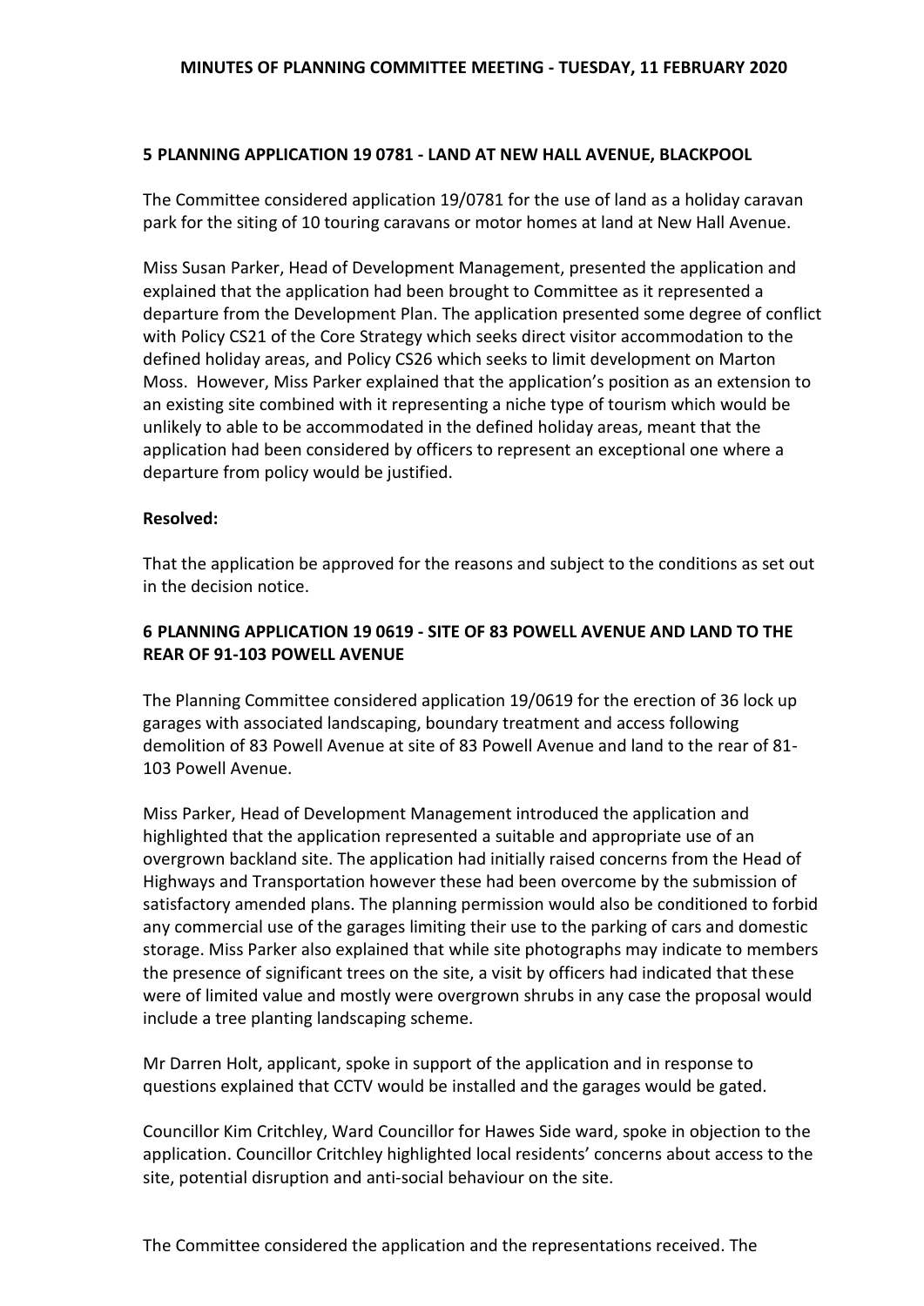### 5 PLANNING APPLICATION 19 0781 - LAND AT NEW HALL AVENUE, BLACKPOOL

The Committee considered application 19/0781 for the use of land as a holiday caravan park for the siting of 10 touring caravans or motor homes at land at New Hall Avenue.

Miss Susan Parker, Head of Development Management, presented the application and explained that the application had been brought to Committee as it represented a departure from the Development Plan. The application presented some degree of conflict with Policy CS21 of the Core Strategy which seeks direct visitor accommodation to the defined holiday areas, and Policy CS26 which seeks to limit development on Marton Moss. However, Miss Parker explained that the application's position as an extension to an existing site combined with it representing a niche type of tourism which would be unlikely to able to be accommodated in the defined holiday areas, meant that the application had been considered by officers to represent an exceptional one where a departure from policy would be justified.

**Resolved:**

That the application be approved for the reasons and subject to the conditions as set out in the decision notice.

### 6 PLANNING APPLICATION 19 0619 - SITE OF 83 POWELL AVENUE AND LAND TO THE REAR OF 91-103 POWELL AVENUE

The Planning Committee considered application 19/0619 for the erection of 36 lock up garages with associated landscaping, boundary treatment and access following demolition of 83 Powell Avenue at site of 83 Powell Avenue and land to the rear of 81-103 Powell Avenue.

Miss Parker, Head of Development Management introduced the application and highlighted that the application represented a suitable and appropriate use of an overgrown backland site. The application had initially raised concerns from the Head of Highways and Transportation however these had been overcome by the submission of satisfactory amended plans. The planning permission would also be conditioned to forbid any commercial use of the garages limiting their use to the parking of cars and domestic storage. Miss Parker also explained that while site photographs may indicate to members the presence of significant trees on the site, a visit by officers had indicated that these were of limited value and mostly were overgrown shrubs in any case the proposal would include a tree planting landscaping scheme.

Mr Darren Holt, applicant, spoke in support of the application and in response to questions explained that CCTV would be installed and the garages would be gated.

Councillor Kim Critchley, Ward Councillor for Hawes Side ward, spoke in objection to the application. Councillor Critchley highlighted local residents' concerns about access to the site, potential disruption and anti-social behaviour on the site.

The Committee considered the application and the representations received. The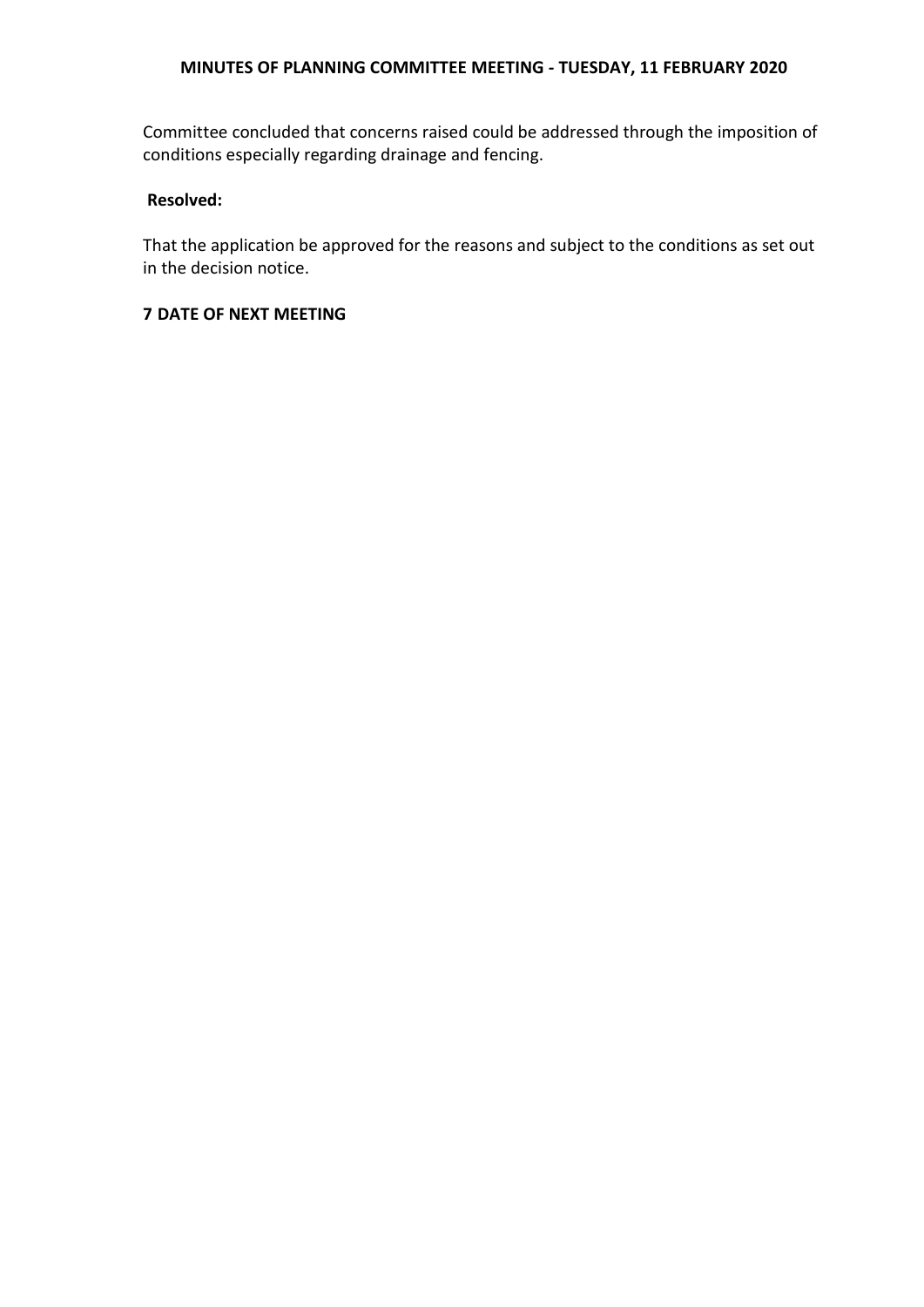Committee concluded that concerns raised could be addressed through the imposition of conditions especially regarding drainage and fencing.

**Resolved:**

That the application be approved for the reasons and subject to the conditions as set out in the decision notice.

## 7 DATE OF NEXT MEETING